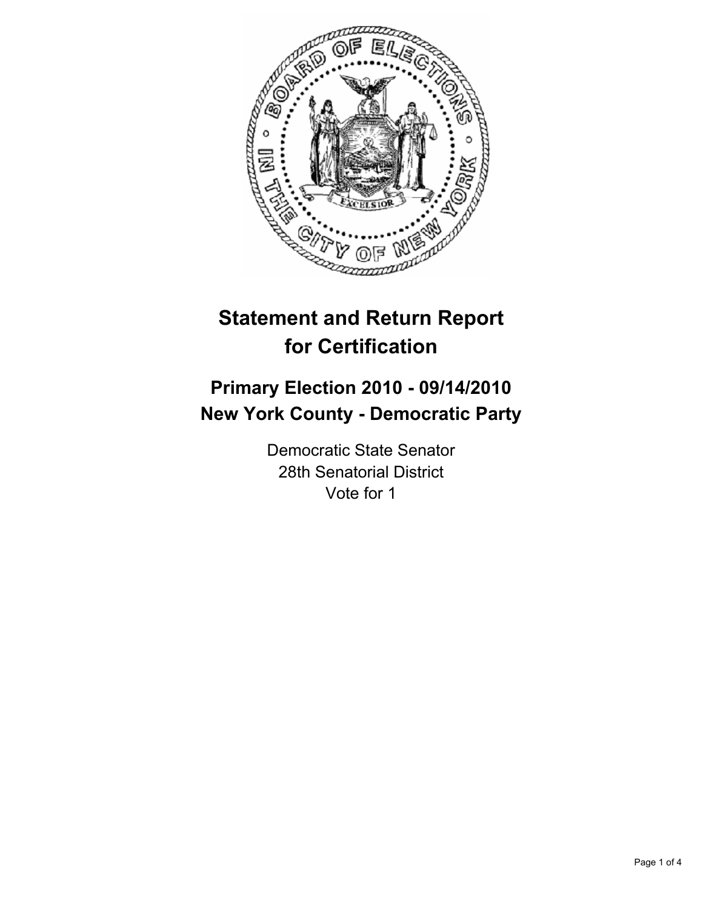# Statement and Return Report for Certification

## Primary Election 2010 - 09/14/2010
## New York County - Democratic Party

Democratic State Senator
28th Senatorial District
Vote for 1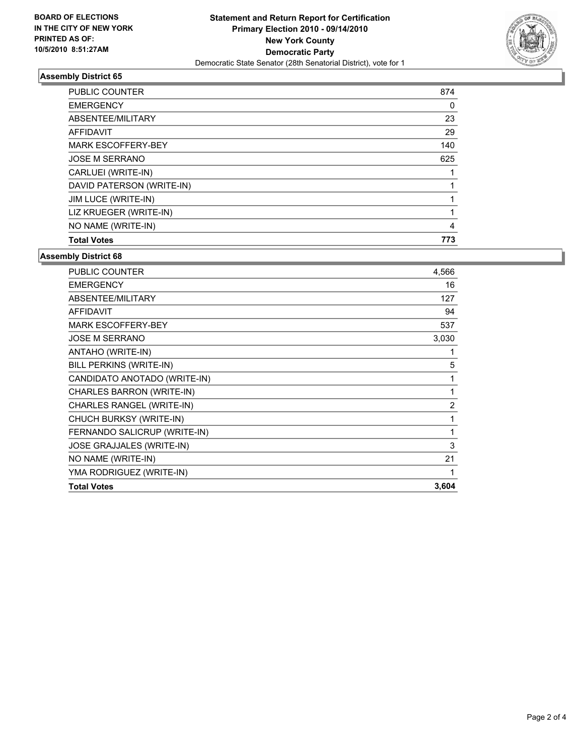**BOARD OF ELECTIONS IN THE CITY OF NEW YORK PRINTED AS OF: 10/5/2010 8:51:27AM**

**Statement and Return Report for Certification**
**Primary Election 2010 - 09/14/2010**
**New York County**
**Democratic Party**
Democratic State Senator (28th Senatorial District), vote for 1

## Assembly District 65

| | |
|---|---|
| PUBLIC COUNTER | 874 |
| EMERGENCY | 0 |
| ABSENTEE/MILITARY | 23 |
| AFFIDAVIT | 29 |
| MARK ESCOFFERY-BEY | 140 |
| JOSE M SERRANO | 625 |
| CARLUEI (WRITE-IN) | 1 |
| DAVID PATERSON (WRITE-IN) | 1 |
| JIM LUCE (WRITE-IN) | 1 |
| LIZ KRUEGER (WRITE-IN) | 1 |
| NO NAME (WRITE-IN) | 4 |
| **Total Votes** | **773** |

## Assembly District 68

| | |
|---|---|
| PUBLIC COUNTER | 4,566 |
| EMERGENCY | 16 |
| ABSENTEE/MILITARY | 127 |
| AFFIDAVIT | 94 |
| MARK ESCOFFERY-BEY | 537 |
| JOSE M SERRANO | 3,030 |
| ANTAHO (WRITE-IN) | 1 |
| BILL PERKINS (WRITE-IN) | 5 |
| CANDIDATO ANOTADO (WRITE-IN) | 1 |
| CHARLES BARRON (WRITE-IN) | 1 |
| CHARLES RANGEL (WRITE-IN) | 2 |
| CHUCH BURKSY (WRITE-IN) | 1 |
| FERNANDO SALICRUP (WRITE-IN) | 1 |
| JOSE GRAJJALES (WRITE-IN) | 3 |
| NO NAME (WRITE-IN) | 21 |
| YMA RODRIGUEZ (WRITE-IN) | 1 |
| **Total Votes** | **3,604** |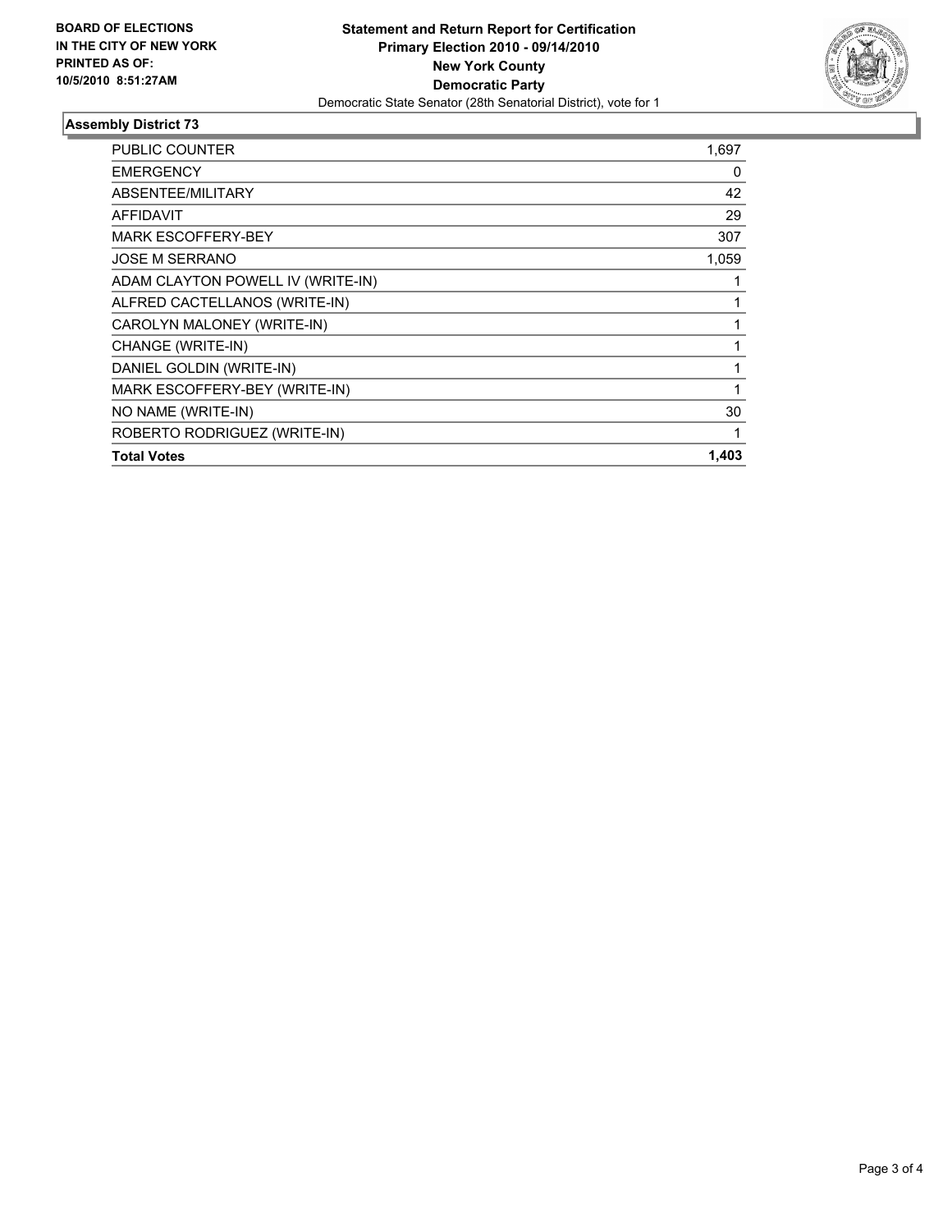**BOARD OF ELECTIONS IN THE CITY OF NEW YORK PRINTED AS OF: 10/5/2010 8:51:27AM**

# Statement and Return Report for Certification
## Primary Election 2010 - 09/14/2010
## New York County
## Democratic Party

Democratic State Senator (28th Senatorial District), vote for 1

### Assembly District 73

| | |
|---|---|
| PUBLIC COUNTER | 1,697 |
| EMERGENCY | 0 |
| ABSENTEE/MILITARY | 42 |
| AFFIDAVIT | 29 |
| MARK ESCOFFERY-BEY | 307 |
| JOSE M SERRANO | 1,059 |
| ADAM CLAYTON POWELL IV (WRITE-IN) | 1 |
| ALFRED CACTELLANOS (WRITE-IN) | 1 |
| CAROLYN MALONEY (WRITE-IN) | 1 |
| CHANGE (WRITE-IN) | 1 |
| DANIEL GOLDIN (WRITE-IN) | 1 |
| MARK ESCOFFERY-BEY (WRITE-IN) | 1 |
| NO NAME (WRITE-IN) | 30 |
| ROBERTO RODRIGUEZ (WRITE-IN) | 1 |
| **Total Votes** | **1,403** |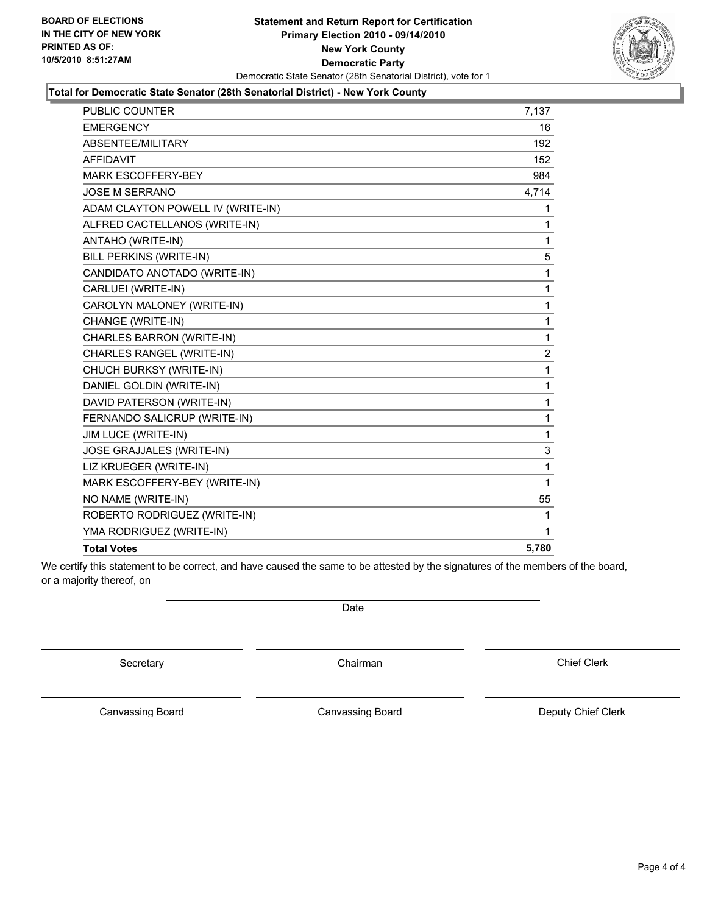**BOARD OF ELECTIONS IN THE CITY OF NEW YORK**
**PRINTED AS OF: 10/5/2010 8:51:27AM**

# Statement and Return Report for Certification
## Primary Election 2010 - 09/14/2010
## New York County
## Democratic Party

Democratic State Senator (28th Senatorial District), vote for 1

**Total for Democratic State Senator (28th Senatorial District) - New York County**

| | |
|---|---|
| PUBLIC COUNTER | 7,137 |
| EMERGENCY | 16 |
| ABSENTEE/MILITARY | 192 |
| AFFIDAVIT | 152 |
| MARK ESCOFFERY-BEY | 984 |
| JOSE M SERRANO | 4,714 |
| ADAM CLAYTON POWELL IV (WRITE-IN) | 1 |
| ALFRED CACTELLANOS (WRITE-IN) | 1 |
| ANTAHO (WRITE-IN) | 1 |
| BILL PERKINS (WRITE-IN) | 5 |
| CANDIDATO ANOTADO (WRITE-IN) | 1 |
| CARLUEI (WRITE-IN) | 1 |
| CAROLYN MALONEY (WRITE-IN) | 1 |
| CHANGE (WRITE-IN) | 1 |
| CHARLES BARRON (WRITE-IN) | 1 |
| CHARLES RANGEL (WRITE-IN) | 2 |
| CHUCH BURKSY (WRITE-IN) | 1 |
| DANIEL GOLDIN (WRITE-IN) | 1 |
| DAVID PATERSON (WRITE-IN) | 1 |
| FERNANDO SALICRUP (WRITE-IN) | 1 |
| JIM LUCE (WRITE-IN) | 1 |
| JOSE GRAJJALES (WRITE-IN) | 3 |
| LIZ KRUEGER (WRITE-IN) | 1 |
| MARK ESCOFFERY-BEY (WRITE-IN) | 1 |
| NO NAME (WRITE-IN) | 55 |
| ROBERTO RODRIGUEZ (WRITE-IN) | 1 |
| YMA RODRIGUEZ (WRITE-IN) | 1 |
| **Total Votes** | **5,780** |

We certify this statement to be correct, and have caused the same to be attested by the signatures of the members of the board, or a majority thereof, on

Date

Secretary | Chairman | Chief Clerk

Canvassing Board | Canvassing Board | Deputy Chief Clerk